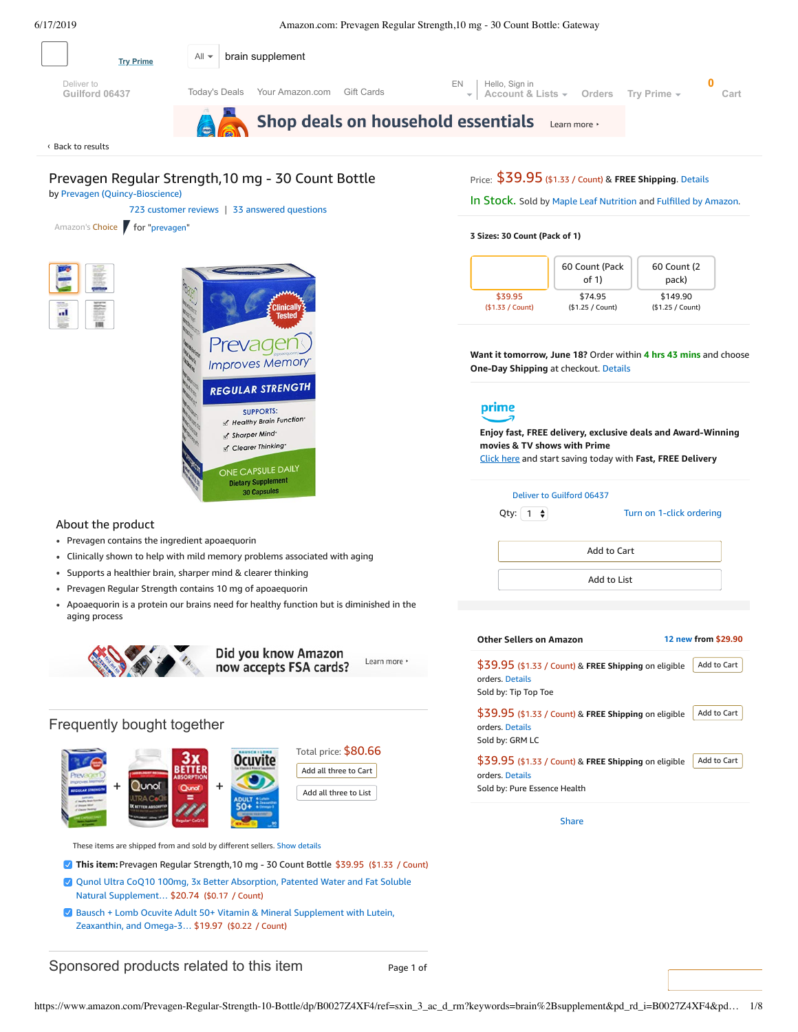Try Prime

All | brain supplement

Deliver to Guilford 06437

Today's Deals   Your Amazon.com   Gift Cards

EN   Hello, Sign in Account & Lists   Orders   Try Prime   0 Cart

Shop deals on household essentials   Learn more

‹ Back to results

# Prevagen Regular Strength,10 mg - 30 Count Bottle

by Prevagen (Quincy-Bioscience)

723 customer reviews | 33 answered questions

Amazon's Choice for "prevagen"

Price: $39.95 ($1.33 / Count) & **FREE Shipping**. Details

In Stock. Sold by Maple Leaf Nutrition and Fulfilled by Amazon.

**3 Sizes: 30 Count (Pack of 1)**

| 30 Count (Pack of 1) | 60 Count (Pack of 1) | 60 Count (2 pack) |
| --- | --- | --- |
| $39.95 ($1.33 / Count) | $74.95 ($1.25 / Count) | $149.90 ($1.25 / Count) |

**Want it tomorrow, June 18?** Order within **4 hrs 43 mins** and choose **One-Day Shipping** at checkout. Details

prime

**Enjoy fast, FREE delivery, exclusive deals and Award-Winning movies & TV shows with Prime**

Click here and start saving today with **Fast, FREE Delivery**

Deliver to Guilford 06437

Qty: 1   Turn on 1-click ordering

Add to Cart

Add to List

## About the product

- Prevagen contains the ingredient apoaequorin
- Clinically shown to help with mild memory problems associated with aging
- Supports a healthier brain, sharper mind & clearer thinking
- Prevagen Regular Strength contains 10 mg of apoaequorin
- Apoaequorin is a protein our brains need for healthy function but is diminished in the aging process

Did you know Amazon now accepts FSA cards? Learn more

## Other Sellers on Amazon

12 new from $29.90

$39.95 ($1.33 / Count) & **FREE Shipping** on eligible orders. Details
Sold by: Tip Top Toe

$39.95 ($1.33 / Count) & **FREE Shipping** on eligible orders. Details
Sold by: GRM LC

$39.95 ($1.33 / Count) & **FREE Shipping** on eligible orders. Details
Sold by: Pure Essence Health

Share

## Frequently bought together

Total price: $80.66

Add all three to Cart

Add all three to List

These items are shipped from and sold by different sellers. Show details

- **This item:** Prevagen Regular Strength,10 mg - 30 Count Bottle $39.95 ($1.33 / Count)
- Qunol Ultra CoQ10 100mg, 3x Better Absorption, Patented Water and Fat Soluble Natural Supplement… $20.74 ($0.17 / Count)
- Bausch + Lomb Ocuvite Adult 50+ Vitamin & Mineral Supplement with Lutein, Zeaxanthin, and Omega-3… $19.97 ($0.22 / Count)

## Sponsored products related to this item

Page 1 of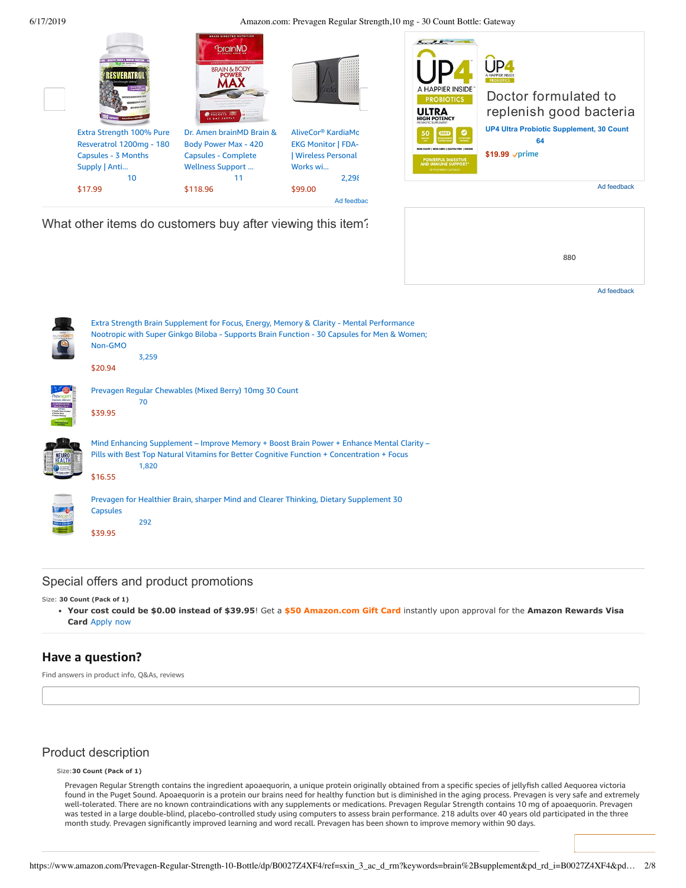Extra Strength 100% Pure Resveratrol 1200mg - 180 Capsules - 3 Months Supply | Anti...
10
$17.99

Dr. Amen brainMD Brain & Body Power Max - 420 Capsules - Complete Wellness Support ...
11
$118.96

AliveCor® KardiaMo EKG Monitor | FDA- | Wireless Personal Works wi...
2,298
$99.00

Ad feedbac

Doctor formulated to replenish good bacteria

UP4 Ultra Probiotic Supplement, 30 Count
64
$19.99 prime

Ad feedback

880

Ad feedback

## What other items do customers buy after viewing this item?

Extra Strength Brain Supplement for Focus, Energy, Memory & Clarity - Mental Performance Nootropic with Super Ginkgo Biloba - Supports Brain Function - 30 Capsules for Men & Women; Non-GMO
3,259
$20.94

Prevagen Regular Chewables (Mixed Berry) 10mg 30 Count
70
$39.95

Mind Enhancing Supplement – Improve Memory + Boost Brain Power + Enhance Mental Clarity – Pills with Best Top Natural Vitamins for Better Cognitive Function + Concentration + Focus
1,820
$16.55

Prevagen for Healthier Brain, sharper Mind and Clearer Thinking, Dietary Supplement 30 Capsules
292
$39.95

## Special offers and product promotions

Size: **30 Count (Pack of 1)**

- **Your cost could be $0.00 instead of $39.95**! Get a **$50 Amazon.com Gift Card** instantly upon approval for the **Amazon Rewards Visa Card** Apply now

## Have a question?

Find answers in product info, Q&As, reviews

## Product description

Size: **30 Count (Pack of 1)**

Prevagen Regular Strength contains the ingredient apoaequorin, a unique protein originally obtained from a specific species of jellyfish called Aequorea victoria found in the Puget Sound. Apoaequorin is a protein our brains need for healthy function but is diminished in the aging process. Prevagen is very safe and extremely well-tolerated. There are no known contraindications with any supplements or medications. Prevagen Regular Strength contains 10 mg of apoaequorin. Prevagen was tested in a large double-blind, placebo-controlled study using computers to assess brain performance. 218 adults over 40 years old participated in the three month study. Prevagen significantly improved learning and word recall. Prevagen has been shown to improve memory within 90 days.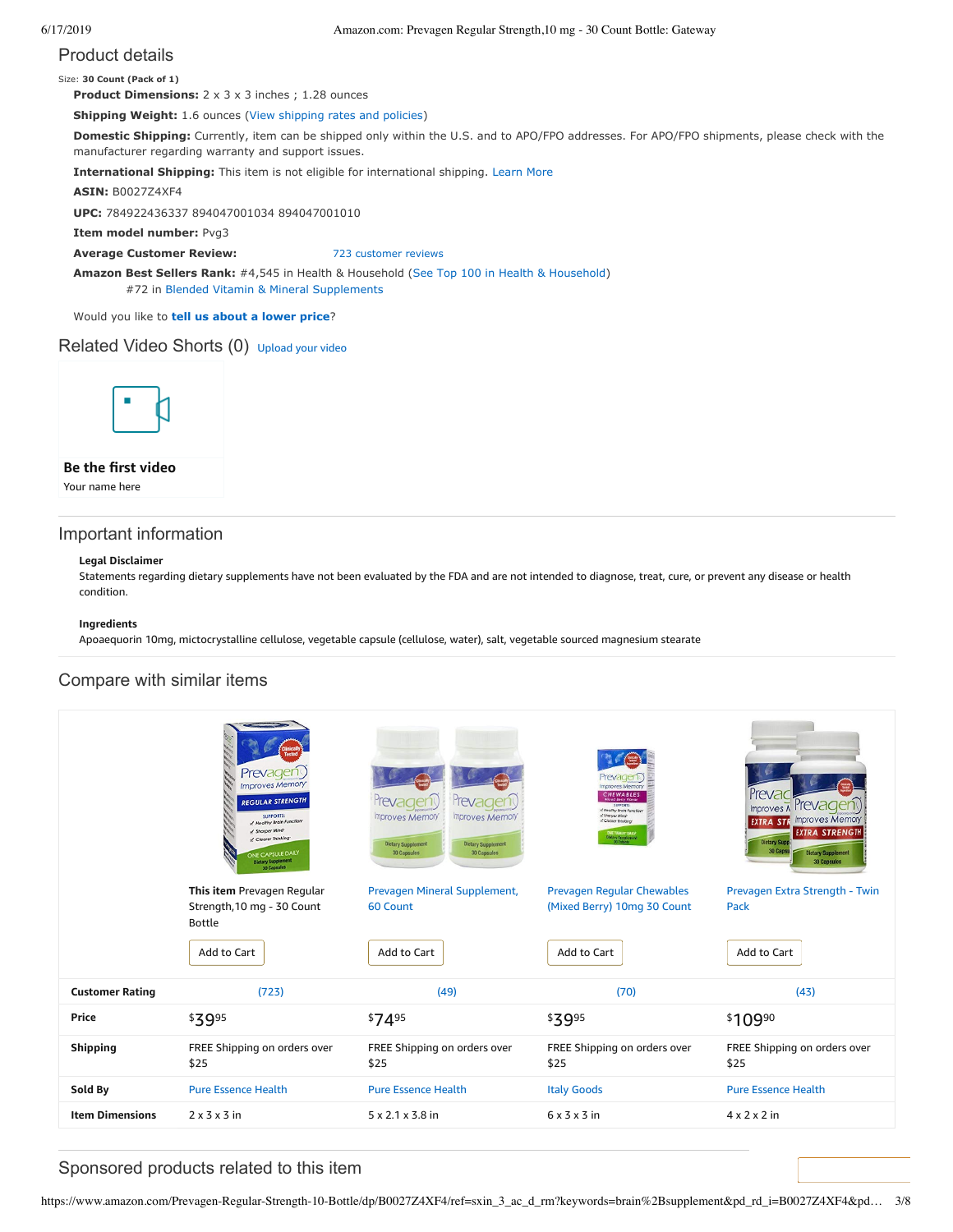## Product details

Size: **30 Count (Pack of 1)**

**Product Dimensions:** 2 x 3 x 3 inches ; 1.28 ounces

**Shipping Weight:** 1.6 ounces (View shipping rates and policies)

**Domestic Shipping:** Currently, item can be shipped only within the U.S. and to APO/FPO addresses. For APO/FPO shipments, please check with the manufacturer regarding warranty and support issues.

**International Shipping:** This item is not eligible for international shipping. Learn More

**ASIN:** B0027Z4XF4

**UPC:** 784922436337 894047001034 894047001010

**Item model number:** Pvg3

**Average Customer Review:** 723 customer reviews

**Amazon Best Sellers Rank:** #4,545 in Health & Household (See Top 100 in Health & Household)
#72 in Blended Vitamin & Mineral Supplements

Would you like to **tell us about a lower price**?

## Related Video Shorts (0) Upload your video

**Be the first video**

Your name here

## Important information

**Legal Disclaimer**

Statements regarding dietary supplements have not been evaluated by the FDA and are not intended to diagnose, treat, cure, or prevent any disease or health condition.

**Ingredients**

Apoaequorin 10mg, mictocrystalline cellulose, vegetable capsule (cellulose, water), salt, vegetable sourced magnesium stearate

## Compare with similar items

| | **This item** Prevagen Regular Strength,10 mg - 30 Count Bottle | Prevagen Mineral Supplement, 60 Count | Prevagen Regular Chewables (Mixed Berry) 10mg 30 Count | Prevagen Extra Strength - Twin Pack |
|---|---|---|---|---|
| | Add to Cart | Add to Cart | Add to Cart | Add to Cart |
| **Customer Rating** | (723) | (49) | (70) | (43) |
| **Price** | $39.95 | $74.95 | $39.95 | $109.90 |
| **Shipping** | FREE Shipping on orders over $25 | FREE Shipping on orders over $25 | FREE Shipping on orders over $25 | FREE Shipping on orders over $25 |
| **Sold By** | Pure Essence Health | Pure Essence Health | Italy Goods | Pure Essence Health |
| **Item Dimensions** | 2 x 3 x 3 in | 5 x 2.1 x 3.8 in | 6 x 3 x 3 in | 4 x 2 x 2 in |

## Sponsored products related to this item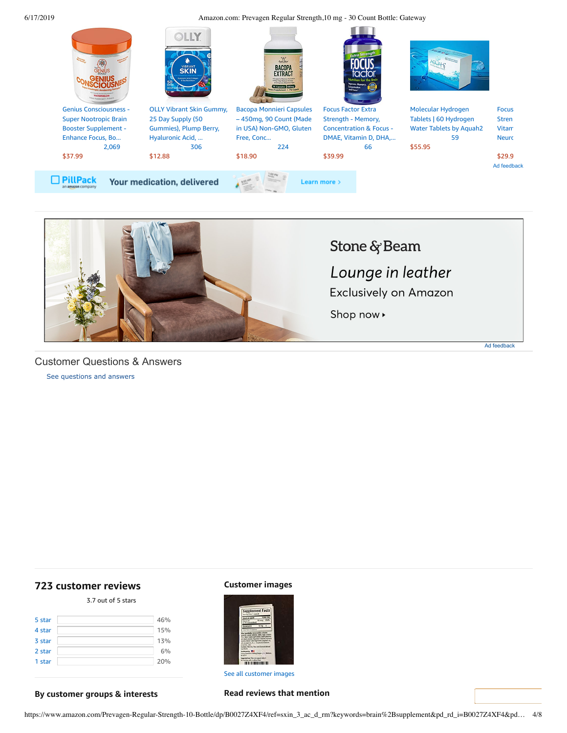| Genius Consciousness - Super Nootropic Brain Booster Supplement - Enhance Focus, Bo... | OLLY Vibrant Skin Gummy, 25 Day Supply (50 Gummies), Plump Berry, Hyaluronic Acid, ... | Bacopa Monnieri Capsules – 450mg, 90 Count (Made in USA) Non-GMO, Gluten Free, Conc... | Focus Factor Extra Strength - Memory, Concentration & Focus - DMAE, Vitamin D, DHA,... | Molecular Hydrogen Tablets \| 60 Hydrogen Water Tablets by Aquah2 | Focus Stren Vitam Neuro |
|---|---|---|---|---|---|
| 2,069 | 306 | 224 | 66 | 59 | |
| $37.99 | $12.88 | $18.90 | $39.99 | $55.95 | $29.9 |

Ad feedback

PillPack an amazon company — Your medication, delivered — Learn more ›

Stone & Beam

*Lounge in leather*

Exclusively on Amazon

Shop now ▸

Ad feedback

## Customer Questions & Answers

See questions and answers

## 723 customer reviews

3.7 out of 5 stars

| Rating | Percentage |
|---|---|
| 5 star | 46% |
| 4 star | 15% |
| 3 star | 13% |
| 2 star | 6% |
| 1 star | 20% |

### Customer images

See all customer images

### By customer groups & interests

### Read reviews that mention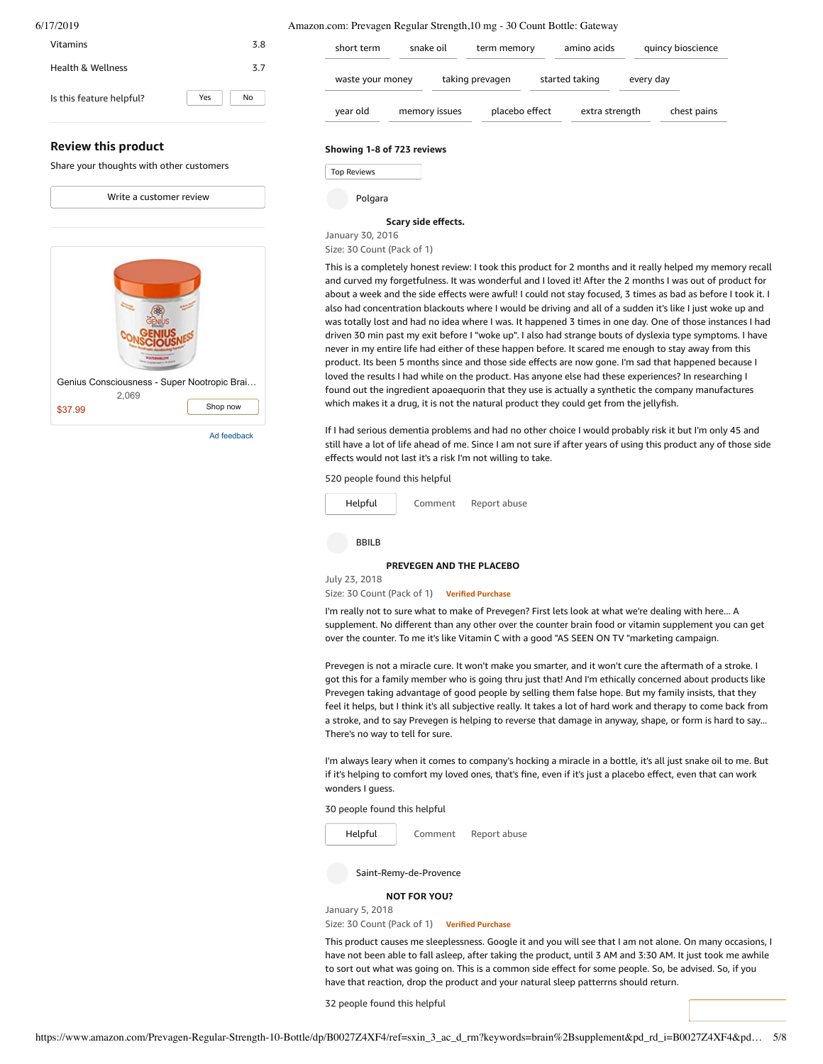| Vitamins | 3.8 |
| --- | --- |
| Health & Wellness | 3.7 |

Is this feature helpful? Yes No

## Review this product

Share your thoughts with other customers

Write a customer review

Genius Consciousness - Super Nootropic Brai…
2,069
$37.99
Shop now

Ad feedback

short term | snake oil | term memory | amino acids | quincy bioscience | waste your money | taking prevagen | started taking | every day | year old | memory issues | placebo effect | extra strength | chest pains

**Showing 1-8 of 723 reviews**

Top Reviews

Polgara

**Scary side effects.**

January 30, 2016

Size: 30 Count (Pack of 1)

This is a completely honest review: I took this product for 2 months and it really helped my memory recall and curved my forgetfulness. It was wonderful and I loved it! After the 2 months I was out of product for about a week and the side effects were awful! I could not stay focused, 3 times as bad as before I took it. I also had concentration blackouts where I would be driving and all of a sudden it's like I just woke up and was totally lost and had no idea where I was. It happened 3 times in one day. One of those instances I had driven 30 min past my exit before I "woke up". I also had strange bouts of dyslexia type symptoms. I have never in my entire life had either of these happen before. It scared me enough to stay away from this product. Its been 5 months since and those side effects are now gone. I'm sad that happened because I loved the results I had while on the product. Has anyone else had these experiences? In researching I found out the ingredient apoaequorin that they use is actually a synthetic the company manufactures which makes it a drug, it is not the natural product they could get from the jellyfish.

If I had serious dementia problems and had no other choice I would probably risk it but I'm only 45 and still have a lot of life ahead of me. Since I am not sure if after years of using this product any of those side effects would not last it's a risk I'm not willing to take.

520 people found this helpful

Helpful Comment Report abuse

BBILB

**PREVEGEN AND THE PLACEBO**

July 23, 2018

Size: 30 Count (Pack of 1) Verified Purchase

I'm really not to sure what to make of Prevegen? First lets look at what we're dealing with here... A supplement. No different than any other over the counter brain food or vitamin supplement you can get over the counter. To me it's like Vitamin C with a good "AS SEEN ON TV "marketing campaign.

Prevegen is not a miracle cure. It won't make you smarter, and it won't cure the aftermath of a stroke. I got this for a family member who is going thru just that! And I'm ethically concerned about products like Prevegen taking advantage of good people by selling them false hope. But my family insists, that they feel it helps, but I think it's all subjective really. It takes a lot of hard work and therapy to come back from a stroke, and to say Prevegen is helping to reverse that damage in anyway, shape, or form is hard to say... There's no way to tell for sure.

I'm always leary when it comes to company's hocking a miracle in a bottle, it's all just snake oil to me. But if it's helping to comfort my loved ones, that's fine, even if it's just a placebo effect, even that can work wonders I guess.

30 people found this helpful

Helpful Comment Report abuse

Saint-Remy-de-Provence

**NOT FOR YOU?**

January 5, 2018

Size: 30 Count (Pack of 1) Verified Purchase

This product causes me sleeplessness. Google it and you will see that I am not alone. On many occasions, I have not been able to fall asleep, after taking the product, until 3 AM and 3:30 AM. It just took me awhile to sort out what was going on. This is a common side effect for some people. So, be advised. So, if you have that reaction, drop the product and your natural sleep patterrns should return.

32 people found this helpful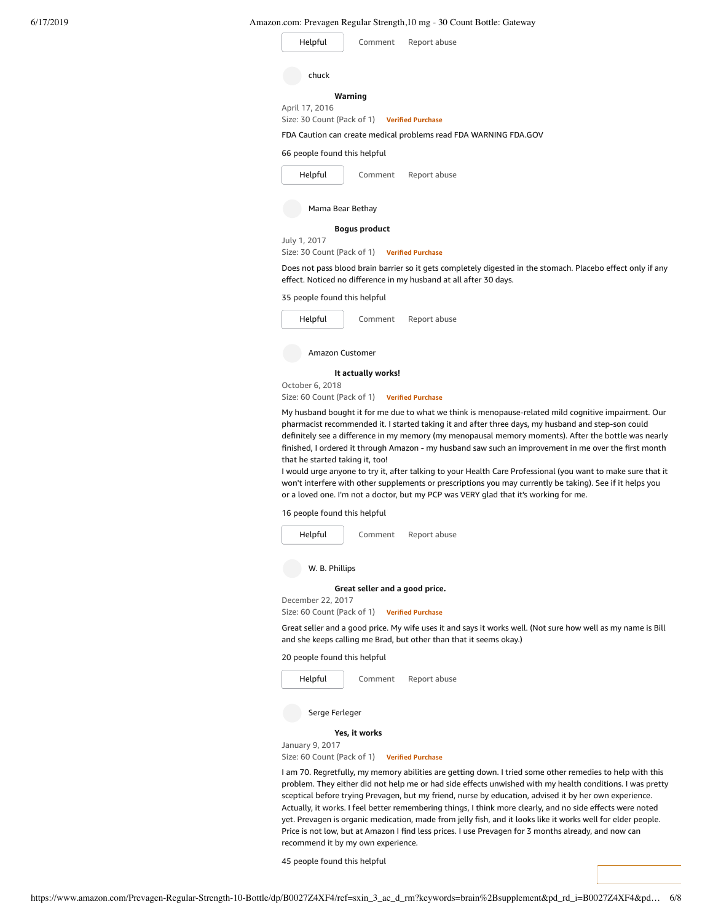Helpful Comment Report abuse

chuck

**Warning**

April 17, 2016

Size: 30 Count (Pack of 1) **Verified Purchase**

FDA Caution can create medical problems read FDA WARNING FDA.GOV

66 people found this helpful

Helpful Comment Report abuse

Mama Bear Bethay

**Bogus product**

July 1, 2017

Size: 30 Count (Pack of 1) **Verified Purchase**

Does not pass blood brain barrier so it gets completely digested in the stomach. Placebo effect only if any effect. Noticed no difference in my husband at all after 30 days.

35 people found this helpful

Helpful Comment Report abuse

Amazon Customer

**It actually works!**

October 6, 2018

Size: 60 Count (Pack of 1) **Verified Purchase**

My husband bought it for me due to what we think is menopause-related mild cognitive impairment. Our pharmacist recommended it. I started taking it and after three days, my husband and step-son could definitely see a difference in my memory (my menopausal memory moments). After the bottle was nearly finished, I ordered it through Amazon - my husband saw such an improvement in me over the first month that he started taking it, too!

I would urge anyone to try it, after talking to your Health Care Professional (you want to make sure that it won't interfere with other supplements or prescriptions you may currently be taking). See if it helps you or a loved one. I'm not a doctor, but my PCP was VERY glad that it's working for me.

16 people found this helpful

Helpful Comment Report abuse

W. B. Phillips

**Great seller and a good price.**

December 22, 2017

Size: 60 Count (Pack of 1) **Verified Purchase**

Great seller and a good price. My wife uses it and says it works well. (Not sure how well as my name is Bill and she keeps calling me Brad, but other than that it seems okay.)

20 people found this helpful

Helpful Comment Report abuse

Serge Ferleger

**Yes, it works**

January 9, 2017

Size: 60 Count (Pack of 1) **Verified Purchase**

I am 70. Regretfully, my memory abilities are getting down. I tried some other remedies to help with this problem. They either did not help me or had side effects unwished with my health conditions. I was pretty sceptical before trying Prevagen, but my friend, nurse by education, advised it by her own experience. Actually, it works. I feel better remembering things, I think more clearly, and no side effects were noted yet. Prevagen is organic medication, made from jelly fish, and it looks like it works well for elder people. Price is not low, but at Amazon I find less prices. I use Prevagen for 3 months already, and now can recommend it by my own experience.

45 people found this helpful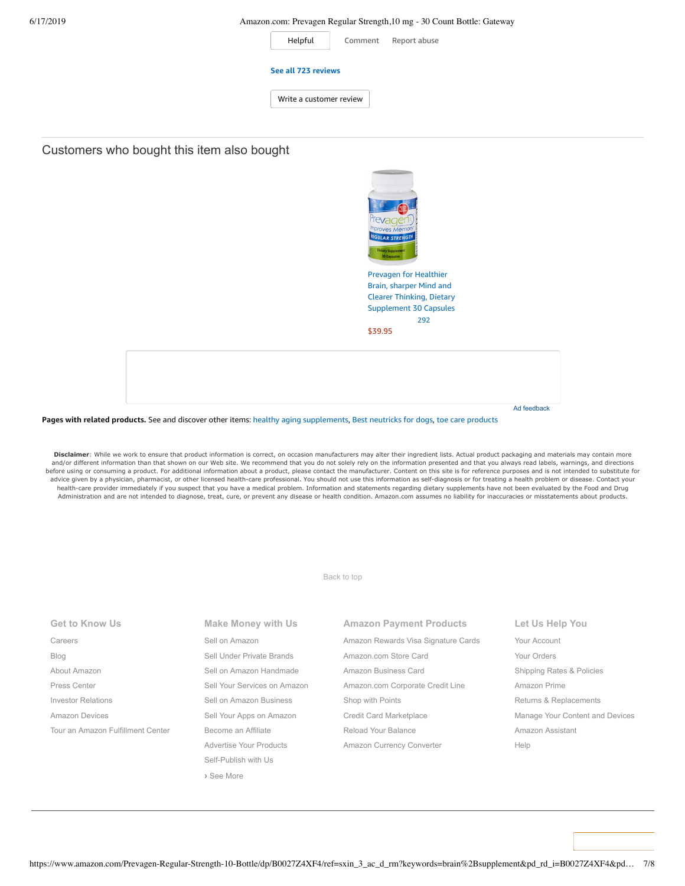Helpful  Comment  Report abuse

See all 723 reviews

Write a customer review

## Customers who bought this item also bought

Prevagen for Healthier Brain, sharper Mind and Clearer Thinking, Dietary Supplement 30 Capsules
292
$39.95

Ad feedback

**Pages with related products.** See and discover other items: healthy aging supplements, Best neutricks for dogs, toe care products

**Disclaimer**: While we work to ensure that product information is correct, on occasion manufacturers may alter their ingredient lists. Actual product packaging and materials may contain more and/or different information than that shown on our Web site. We recommend that you do not solely rely on the information presented and that you always read labels, warnings, and directions before using or consuming a product. For additional information about a product, please contact the manufacturer. Content on this site is for reference purposes and is not intended to substitute for advice given by a physician, pharmacist, or other licensed health-care professional. You should not use this information as self-diagnosis or for treating a health problem or disease. Contact your health-care provider immediately if you suspect that you have a medical problem. Information and statements regarding dietary supplements have not been evaluated by the Food and Drug Administration and are not intended to diagnose, treat, cure, or prevent any disease or health condition. Amazon.com assumes no liability for inaccuracies or misstatements about products.

Back to top

### Get to Know Us

- Careers
- Blog
- About Amazon
- Press Center
- Investor Relations
- Amazon Devices
- Tour an Amazon Fulfillment Center

### Make Money with Us

- Sell on Amazon
- Sell Under Private Brands
- Sell on Amazon Handmade
- Sell Your Services on Amazon
- Sell on Amazon Business
- Sell Your Apps on Amazon
- Become an Affiliate
- Advertise Your Products
- Self-Publish with Us
- › See More

### Amazon Payment Products

- Amazon Rewards Visa Signature Cards
- Amazon.com Store Card
- Amazon Business Card
- Amazon.com Corporate Credit Line
- Shop with Points
- Credit Card Marketplace
- Reload Your Balance
- Amazon Currency Converter

### Let Us Help You

- Your Account
- Your Orders
- Shipping Rates & Policies
- Amazon Prime
- Returns & Replacements
- Manage Your Content and Devices
- Amazon Assistant
- Help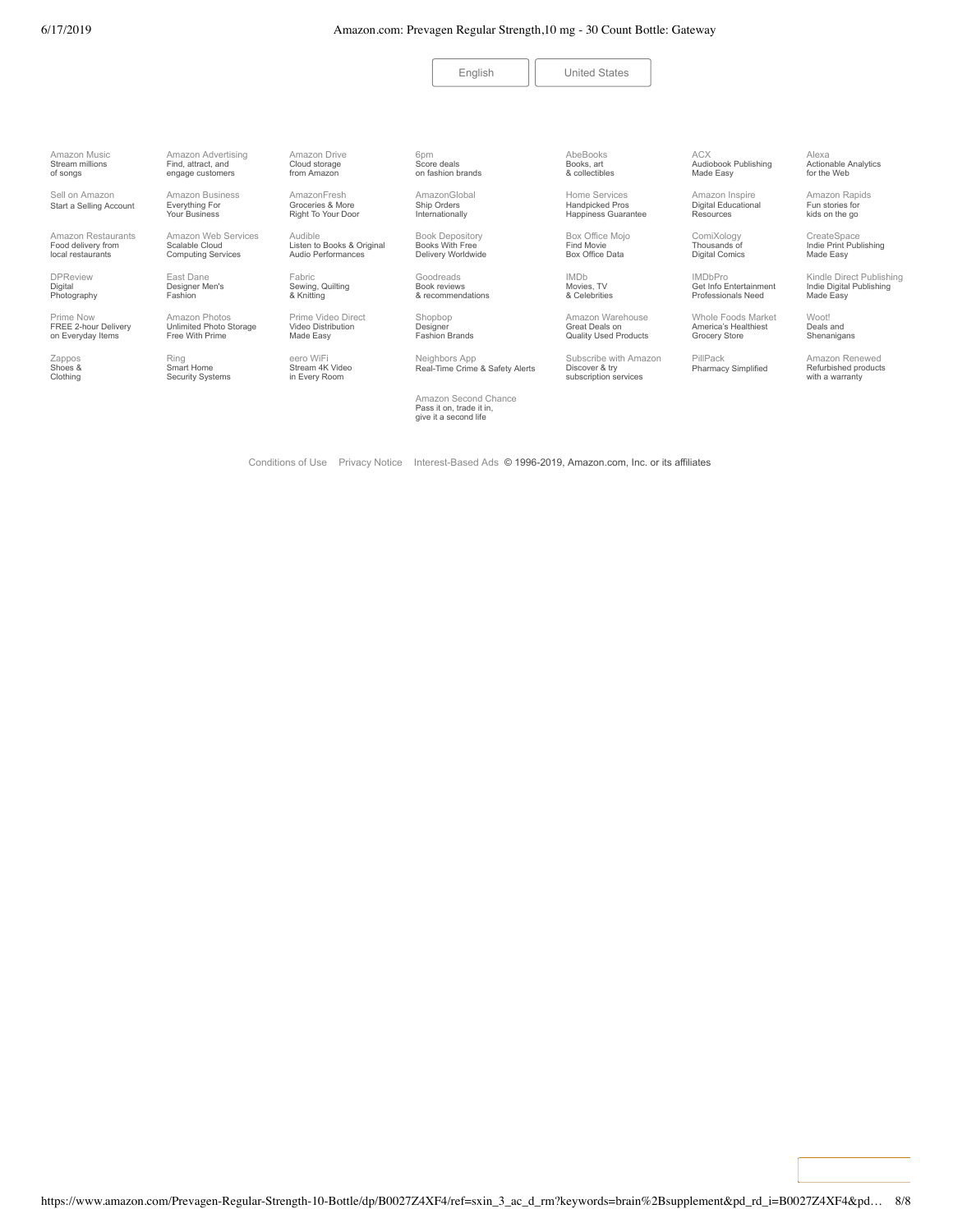English United States

| | | | | | | |
|---|---|---|---|---|---|---|
| Amazon Music<br>Stream millions of songs | Amazon Advertising<br>Find, attract, and engage customers | Amazon Drive<br>Cloud storage from Amazon | 6pm<br>Score deals on fashion brands | AbeBooks<br>Books, art & collectibles | ACX<br>Audiobook Publishing Made Easy | Alexa<br>Actionable Analytics for the Web |
| Sell on Amazon<br>Start a Selling Account | Amazon Business<br>Everything For Your Business | AmazonFresh<br>Groceries & More Right To Your Door | AmazonGlobal<br>Ship Orders Internationally | Home Services<br>Handpicked Pros Happiness Guarantee | Amazon Inspire<br>Digital Educational Resources | Amazon Rapids<br>Fun stories for kids on the go |
| Amazon Restaurants<br>Food delivery from local restaurants | Amazon Web Services<br>Scalable Cloud Computing Services | Audible<br>Listen to Books & Original Audio Performances | Book Depository<br>Books With Free Delivery Worldwide | Box Office Mojo<br>Find Movie Box Office Data | ComiXology<br>Thousands of Digital Comics | CreateSpace<br>Indie Print Publishing Made Easy |
| DPReview<br>Digital Photography | East Dane<br>Designer Men's Fashion | Fabric<br>Sewing, Quilting & Knitting | Goodreads<br>Book reviews & recommendations | IMDb<br>Movies, TV & Celebrities | IMDbPro<br>Get Info Entertainment Professionals Need | Kindle Direct Publishing<br>Indie Digital Publishing Made Easy |
| Prime Now<br>FREE 2-hour Delivery on Everyday Items | Amazon Photos<br>Unlimited Photo Storage Free With Prime | Prime Video Direct<br>Video Distribution Made Easy | Shopbop<br>Designer Fashion Brands | Amazon Warehouse<br>Great Deals on Quality Used Products | Whole Foods Market<br>America's Healthiest Grocery Store | Woot!<br>Deals and Shenanigans |
| Zappos<br>Shoes & Clothing | Ring<br>Smart Home Security Systems | eero WiFi<br>Stream 4K Video in Every Room | Neighbors App<br>Real-Time Crime & Safety Alerts | Subscribe with Amazon<br>Discover & try subscription services | PillPack<br>Pharmacy Simplified | Amazon Renewed<br>Refurbished products with a warranty |
| | | | Amazon Second Chance<br>Pass it on, trade it in, give it a second life | | | |

Conditions of Use Privacy Notice Interest-Based Ads © 1996-2019, Amazon.com, Inc. or its affiliates